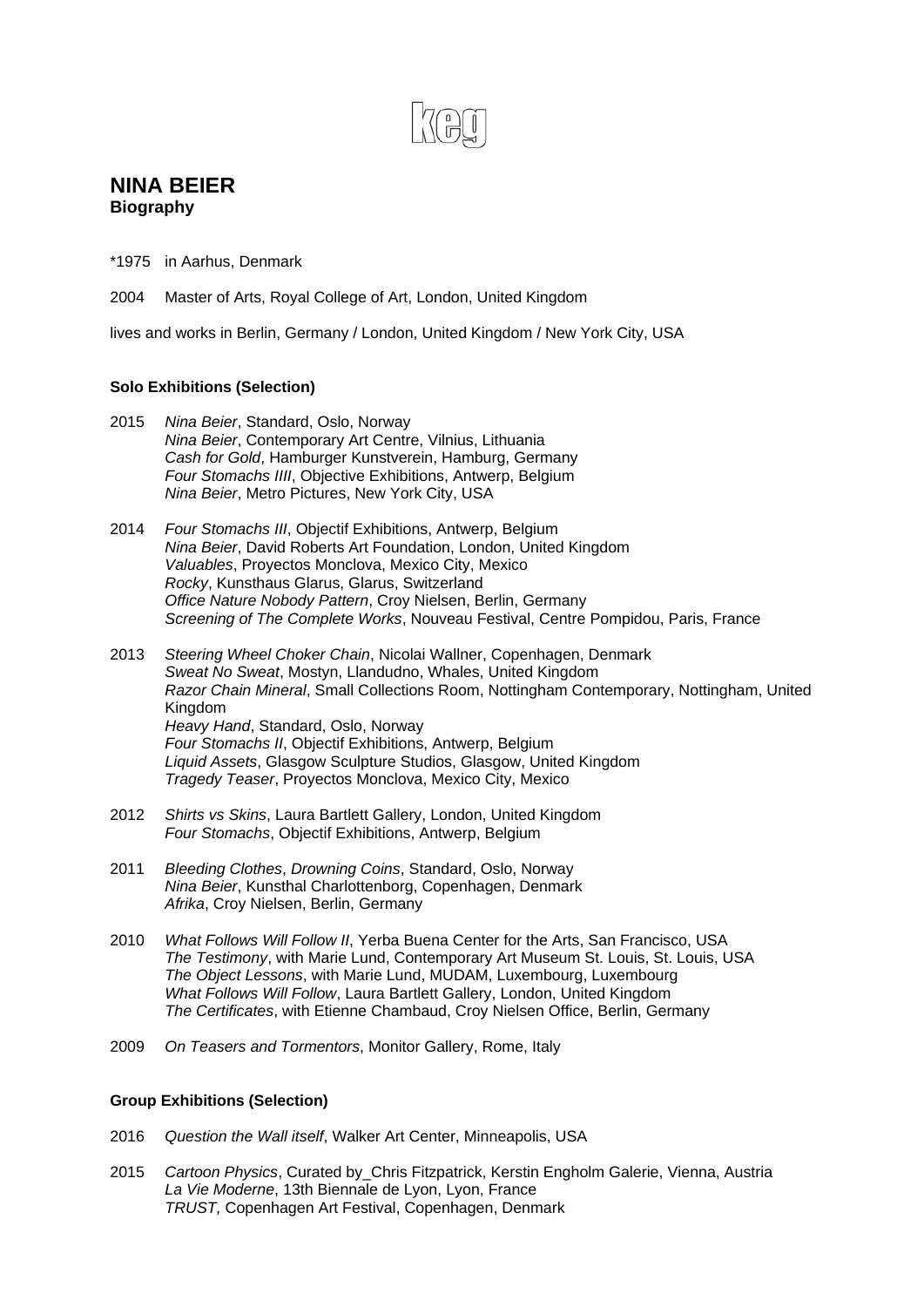keg

# NINA BEIER

**Biography**

*1975 in Aarhus, Denmark

2004 Master of Arts, Royal College of Art, London, United Kingdom

lives and works in Berlin, Germany / London, United Kingdom / New York City, USA

### Solo Exhibitions (Selection)

2015 *Nina Beier*, Standard, Oslo, Norway
*Nina Beier*, Contemporary Art Centre, Vilnius, Lithuania
*Cash for Gold*, Hamburger Kunstverein, Hamburg, Germany
*Four Stomachs IIII*, Objective Exhibitions, Antwerp, Belgium
*Nina Beier*, Metro Pictures, New York City, USA

2014 *Four Stomachs III*, Objectif Exhibitions, Antwerp, Belgium
*Nina Beier*, David Roberts Art Foundation, London, United Kingdom
*Valuables*, Proyectos Monclova, Mexico City, Mexico
*Rocky*, Kunsthaus Glarus, Glarus, Switzerland
*Office Nature Nobody Pattern*, Croy Nielsen, Berlin, Germany
*Screening of The Complete Works*, Nouveau Festival, Centre Pompidou, Paris, France

2013 *Steering Wheel Choker Chain*, Nicolai Wallner, Copenhagen, Denmark
*Sweat No Sweat*, Mostyn, Llandudno, Whales, United Kingdom
*Razor Chain Mineral*, Small Collections Room, Nottingham Contemporary, Nottingham, United Kingdom
*Heavy Hand*, Standard, Oslo, Norway
*Four Stomachs II*, Objectif Exhibitions, Antwerp, Belgium
*Liquid Assets*, Glasgow Sculpture Studios, Glasgow, United Kingdom
*Tragedy Teaser*, Proyectos Monclova, Mexico City, Mexico

2012 *Shirts vs Skins*, Laura Bartlett Gallery, London, United Kingdom
*Four Stomachs*, Objectif Exhibitions, Antwerp, Belgium

2011 *Bleeding Clothes*, *Drowning Coins*, Standard, Oslo, Norway
*Nina Beier*, Kunsthal Charlottenborg, Copenhagen, Denmark
*Afrika*, Croy Nielsen, Berlin, Germany

2010 *What Follows Will Follow II*, Yerba Buena Center for the Arts, San Francisco, USA
*The Testimony*, with Marie Lund, Contemporary Art Museum St. Louis, St. Louis, USA
*The Object Lessons*, with Marie Lund, MUDAM, Luxembourg, Luxembourg
*What Follows Will Follow*, Laura Bartlett Gallery, London, United Kingdom
*The Certificates*, with Etienne Chambaud, Croy Nielsen Office, Berlin, Germany

2009 *On Teasers and Tormentors*, Monitor Gallery, Rome, Italy

### Group Exhibitions (Selection)

2016 *Question the Wall itself*, Walker Art Center, Minneapolis, USA

2015 *Cartoon Physics*, Curated by_Chris Fitzpatrick, Kerstin Engholm Galerie, Vienna, Austria
*La Vie Moderne*, 13th Biennale de Lyon, Lyon, France
*TRUST,* Copenhagen Art Festival, Copenhagen, Denmark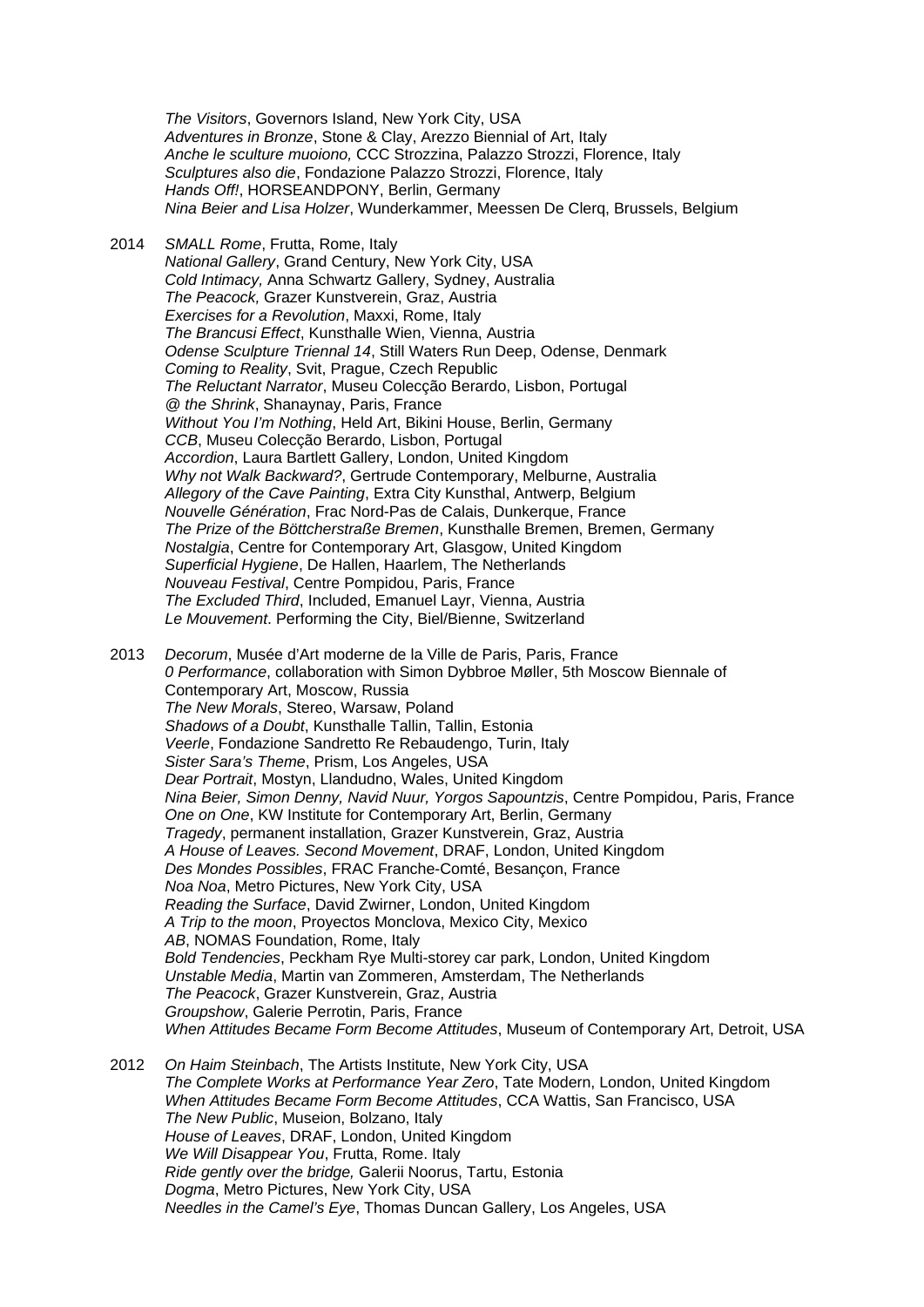*The Visitors*, Governors Island, New York City, USA
*Adventures in Bronze*, Stone & Clay, Arezzo Biennial of Art, Italy
*Anche le sculture muoiono,* CCC Strozzina, Palazzo Strozzi, Florence, Italy
*Sculptures also die*, Fondazione Palazzo Strozzi, Florence, Italy
*Hands Off!*, HORSEANDPONY, Berlin, Germany
*Nina Beier and Lisa Holzer*, Wunderkammer, Meessen De Clerq, Brussels, Belgium

2014 *SMALL Rome*, Frutta, Rome, Italy
*National Gallery*, Grand Century, New York City, USA
*Cold Intimacy,* Anna Schwartz Gallery, Sydney, Australia
*The Peacock,* Grazer Kunstverein, Graz, Austria
*Exercises for a Revolution*, Maxxi, Rome, Italy
*The Brancusi Effect*, Kunsthalle Wien, Vienna, Austria
*Odense Sculpture Triennal 14*, Still Waters Run Deep, Odense, Denmark
*Coming to Reality*, Svit, Prague, Czech Republic
*The Reluctant Narrator*, Museu Colecção Berardo, Lisbon, Portugal
*@ the Shrink*, Shanaynay, Paris, France
*Without You I'm Nothing*, Held Art, Bikini House, Berlin, Germany
*CCB*, Museu Colecção Berardo, Lisbon, Portugal
*Accordion*, Laura Bartlett Gallery, London, United Kingdom
*Why not Walk Backward?*, Gertrude Contemporary, Melburne, Australia
*Allegory of the Cave Painting*, Extra City Kunsthal, Antwerp, Belgium
*Nouvelle Génération*, Frac Nord-Pas de Calais, Dunkerque, France
*The Prize of the Böttcherstraße Bremen*, Kunsthalle Bremen, Bremen, Germany
*Nostalgia*, Centre for Contemporary Art, Glasgow, United Kingdom
*Superficial Hygiene*, De Hallen, Haarlem, The Netherlands
*Nouveau Festival*, Centre Pompidou, Paris, France
*The Excluded Third*, Included, Emanuel Layr, Vienna, Austria
*Le Mouvement*. Performing the City, Biel/Bienne, Switzerland

2013 *Decorum*, Musée d'Art moderne de la Ville de Paris, Paris, France
*0 Performance*, collaboration with Simon Dybbroe Møller, 5th Moscow Biennale of Contemporary Art, Moscow, Russia
*The New Morals*, Stereo, Warsaw, Poland
*Shadows of a Doubt*, Kunsthalle Tallin, Tallin, Estonia
*Veerle*, Fondazione Sandretto Re Rebaudengo, Turin, Italy
*Sister Sara's Theme*, Prism, Los Angeles, USA
*Dear Portrait*, Mostyn, Llandudno, Wales, United Kingdom
*Nina Beier, Simon Denny, Navid Nuur, Yorgos Sapountzis*, Centre Pompidou, Paris, France
*One on One*, KW Institute for Contemporary Art, Berlin, Germany
*Tragedy*, permanent installation, Grazer Kunstverein, Graz, Austria
*A House of Leaves. Second Movement*, DRAF, London, United Kingdom
*Des Mondes Possibles*, FRAC Franche-Comté, Besançon, France
*Noa Noa*, Metro Pictures, New York City, USA
*Reading the Surface*, David Zwirner, London, United Kingdom
*A Trip to the moon*, Proyectos Monclova, Mexico City, Mexico
*AB*, NOMAS Foundation, Rome, Italy
*Bold Tendencies*, Peckham Rye Multi-storey car park, London, United Kingdom
*Unstable Media*, Martin van Zommeren, Amsterdam, The Netherlands
*The Peacock*, Grazer Kunstverein, Graz, Austria
*Groupshow*, Galerie Perrotin, Paris, France
*When Attitudes Became Form Become Attitudes*, Museum of Contemporary Art, Detroit, USA

2012 *On Haim Steinbach*, The Artists Institute, New York City, USA
*The Complete Works at Performance Year Zero*, Tate Modern, London, United Kingdom
*When Attitudes Became Form Become Attitudes*, CCA Wattis, San Francisco, USA
*The New Public*, Museion, Bolzano, Italy
*House of Leaves*, DRAF, London, United Kingdom
*We Will Disappear You*, Frutta, Rome. Italy
*Ride gently over the bridge,* Galerii Noorus, Tartu, Estonia
*Dogma*, Metro Pictures, New York City, USA
*Needles in the Camel's Eye*, Thomas Duncan Gallery, Los Angeles, USA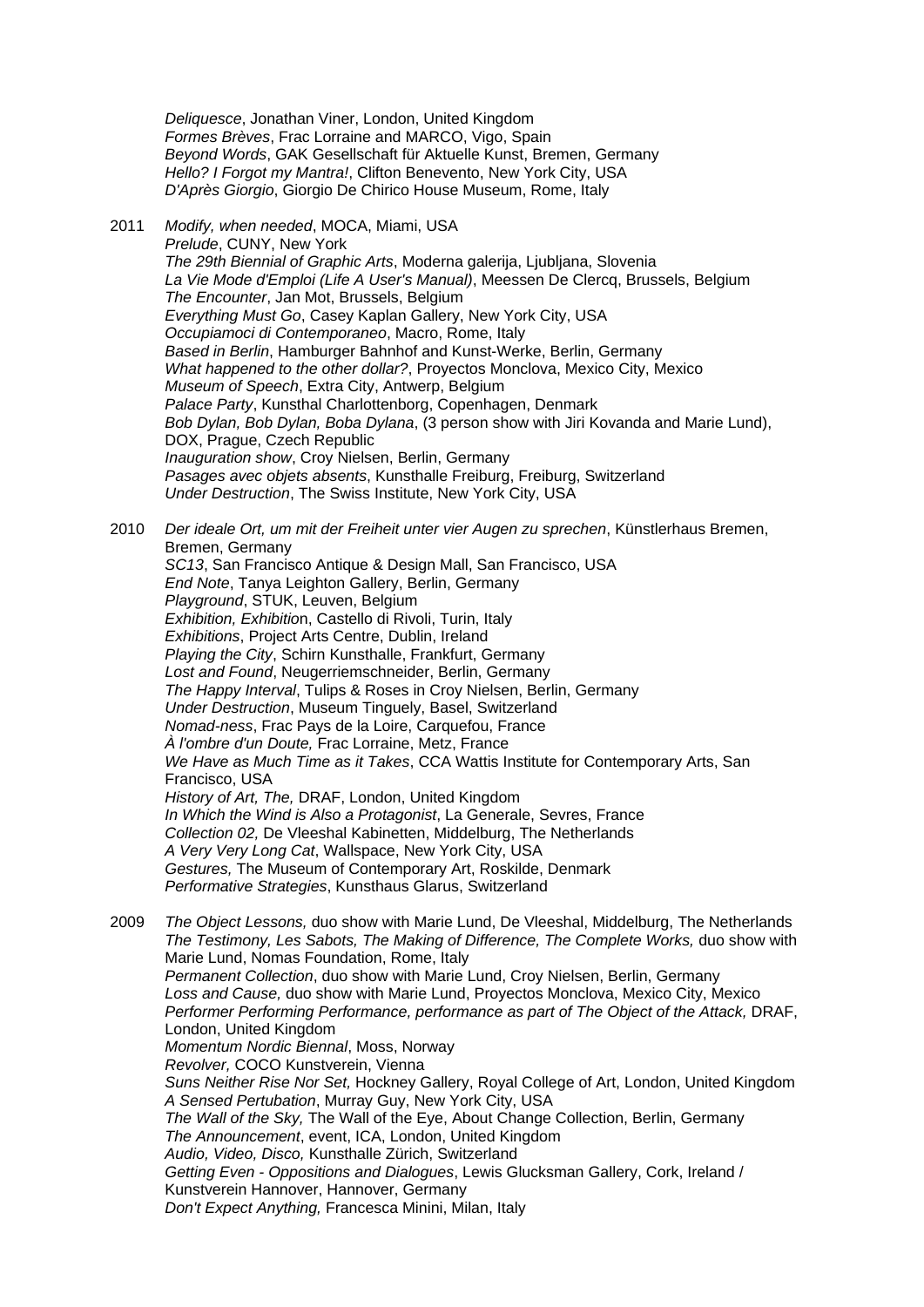*Deliquesce*, Jonathan Viner, London, United Kingdom
*Formes Brèves*, Frac Lorraine and MARCO, Vigo, Spain
*Beyond Words*, GAK Gesellschaft für Aktuelle Kunst, Bremen, Germany
*Hello? I Forgot my Mantra!*, Clifton Benevento, New York City, USA
*D'Après Giorgio*, Giorgio De Chirico House Museum, Rome, Italy

2011 *Modify, when needed*, MOCA, Miami, USA
*Prelude*, CUNY, New York
*The 29th Biennial of Graphic Arts*, Moderna galerija, Ljubljana, Slovenia
*La Vie Mode d'Emploi (Life A User's Manual)*, Meessen De Clercq, Brussels, Belgium
*The Encounter*, Jan Mot, Brussels, Belgium
*Everything Must Go*, Casey Kaplan Gallery, New York City, USA
*Occupiamoci di Contemporaneo*, Macro, Rome, Italy
*Based in Berlin*, Hamburger Bahnhof and Kunst-Werke, Berlin, Germany
*What happened to the other dollar?*, Proyectos Monclova, Mexico City, Mexico
*Museum of Speech*, Extra City, Antwerp, Belgium
*Palace Party*, Kunsthal Charlottenborg, Copenhagen, Denmark
*Bob Dylan, Bob Dylan, Boba Dylana*, (3 person show with Jiri Kovanda and Marie Lund), DOX, Prague, Czech Republic
*Inauguration show*, Croy Nielsen, Berlin, Germany
*Pasages avec objets absents*, Kunsthalle Freiburg, Freiburg, Switzerland
*Under Destruction*, The Swiss Institute, New York City, USA

2010 *Der ideale Ort, um mit der Freiheit unter vier Augen zu sprechen*, Künstlerhaus Bremen, Bremen, Germany
*SC13*, San Francisco Antique & Design Mall, San Francisco, USA
*End Note*, Tanya Leighton Gallery, Berlin, Germany
*Playground*, STUK, Leuven, Belgium
*Exhibition, Exhibition*, Castello di Rivoli, Turin, Italy
*Exhibitions*, Project Arts Centre, Dublin, Ireland
*Playing the City*, Schirn Kunsthalle, Frankfurt, Germany
*Lost and Found*, Neugerriemschneider, Berlin, Germany
*The Happy Interval*, Tulips & Roses in Croy Nielsen, Berlin, Germany
*Under Destruction*, Museum Tinguely, Basel, Switzerland
*Nomad-ness*, Frac Pays de la Loire, Carquefou, France
*À l'ombre d'un Doute,* Frac Lorraine, Metz, France
*We Have as Much Time as it Takes*, CCA Wattis Institute for Contemporary Arts, San Francisco, USA
*History of Art, The,* DRAF, London, United Kingdom
*In Which the Wind is Also a Protagonist*, La Generale, Sevres, France
*Collection 02,* De Vleeshal Kabinetten, Middelburg, The Netherlands
*A Very Very Long Cat*, Wallspace, New York City, USA
*Gestures,* The Museum of Contemporary Art, Roskilde, Denmark
*Performative Strategies*, Kunsthaus Glarus, Switzerland

2009 *The Object Lessons,* duo show with Marie Lund, De Vleeshal, Middelburg, The Netherlands
*The Testimony, Les Sabots, The Making of Difference, The Complete Works,* duo show with Marie Lund, Nomas Foundation, Rome, Italy
*Permanent Collection*, duo show with Marie Lund, Croy Nielsen, Berlin, Germany
*Loss and Cause,* duo show with Marie Lund, Proyectos Monclova, Mexico City, Mexico
*Performer Performing Performance, performance as part of The Object of the Attack,* DRAF, London, United Kingdom
*Momentum Nordic Biennal*, Moss, Norway
*Revolver,* COCO Kunstverein, Vienna
*Suns Neither Rise Nor Set,* Hockney Gallery, Royal College of Art, London, United Kingdom
*A Sensed Pertubation*, Murray Guy, New York City, USA
*The Wall of the Sky,* The Wall of the Eye, About Change Collection, Berlin, Germany
*The Announcement*, event, ICA, London, United Kingdom
*Audio, Video, Disco,* Kunsthalle Zürich, Switzerland
*Getting Even - Oppositions and Dialogues*, Lewis Glucksman Gallery, Cork, Ireland / Kunstverein Hannover, Hannover, Germany
*Don't Expect Anything,* Francesca Minini, Milan, Italy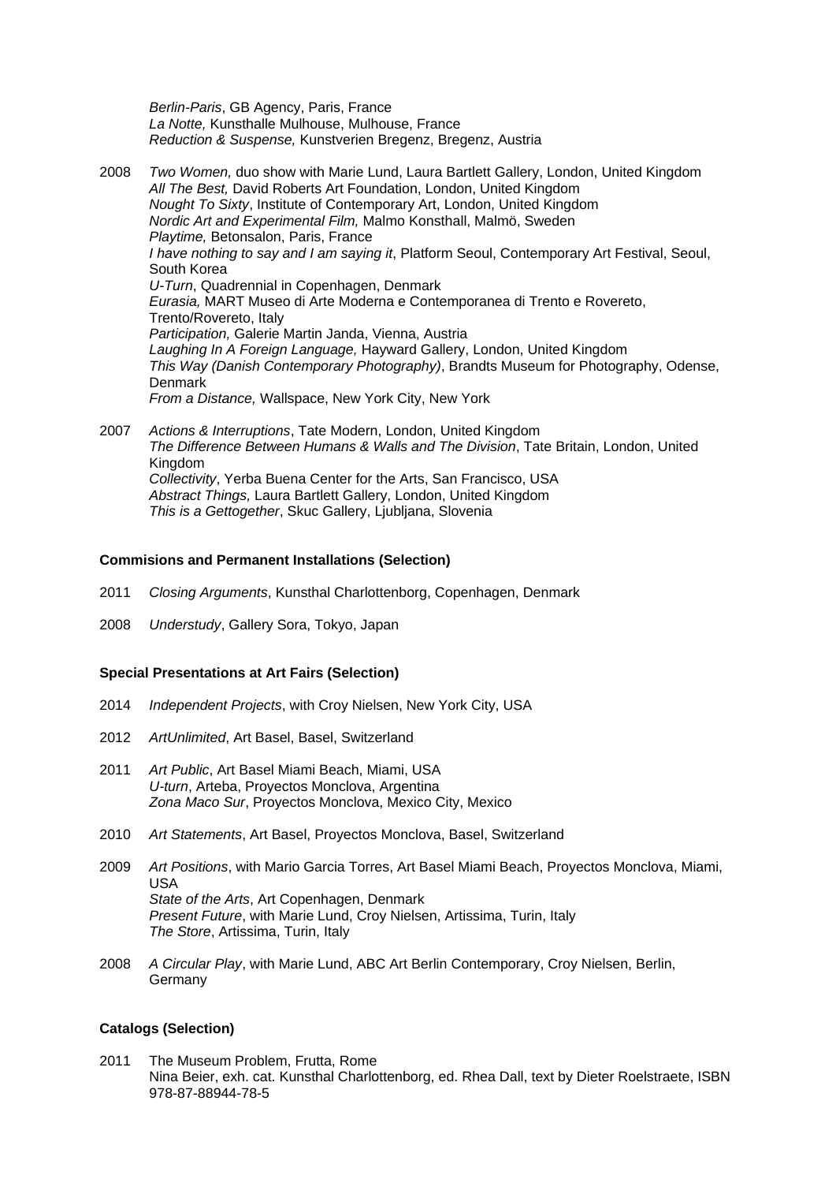*Berlin-Paris*, GB Agency, Paris, France
*La Notte,* Kunsthalle Mulhouse, Mulhouse, France
*Reduction & Suspense,* Kunstverien Bregenz, Bregenz, Austria

2008 *Two Women,* duo show with Marie Lund, Laura Bartlett Gallery, London, United Kingdom
*All The Best,* David Roberts Art Foundation, London, United Kingdom
*Nought To Sixty*, Institute of Contemporary Art, London, United Kingdom
*Nordic Art and Experimental Film,* Malmo Konsthall, Malmö, Sweden
*Playtime,* Betonsalon, Paris, France
*I have nothing to say and I am saying it*, Platform Seoul, Contemporary Art Festival, Seoul, South Korea
*U-Turn*, Quadrennial in Copenhagen, Denmark
*Eurasia,* MART Museo di Arte Moderna e Contemporanea di Trento e Rovereto, Trento/Rovereto, Italy
*Participation,* Galerie Martin Janda, Vienna, Austria
*Laughing In A Foreign Language,* Hayward Gallery, London, United Kingdom
*This Way (Danish Contemporary Photography)*, Brandts Museum for Photography, Odense, Denmark
*From a Distance,* Wallspace, New York City, New York

2007 *Actions & Interruptions*, Tate Modern, London, United Kingdom
*The Difference Between Humans & Walls and The Division*, Tate Britain, London, United Kingdom
*Collectivity*, Yerba Buena Center for the Arts, San Francisco, USA
*Abstract Things,* Laura Bartlett Gallery, London, United Kingdom
*This is a Gettogether*, Skuc Gallery, Ljubljana, Slovenia

**Commisions and Permanent Installations (Selection)**

2011 *Closing Arguments*, Kunsthal Charlottenborg, Copenhagen, Denmark

2008 *Understudy*, Gallery Sora, Tokyo, Japan

**Special Presentations at Art Fairs (Selection)**

2014 *Independent Projects*, with Croy Nielsen, New York City, USA

2012 *ArtUnlimited*, Art Basel, Basel, Switzerland

2011 *Art Public*, Art Basel Miami Beach, Miami, USA
*U-turn*, Arteba, Proyectos Monclova, Argentina
*Zona Maco Sur*, Proyectos Monclova, Mexico City, Mexico

2010 *Art Statements*, Art Basel, Proyectos Monclova, Basel, Switzerland

2009 *Art Positions*, with Mario Garcia Torres, Art Basel Miami Beach, Proyectos Monclova, Miami, USA
*State of the Arts*, Art Copenhagen, Denmark
*Present Future*, with Marie Lund, Croy Nielsen, Artissima, Turin, Italy
*The Store*, Artissima, Turin, Italy

2008 *A Circular Play*, with Marie Lund, ABC Art Berlin Contemporary, Croy Nielsen, Berlin, Germany

**Catalogs (Selection)**

2011 The Museum Problem, Frutta, Rome
Nina Beier, exh. cat. Kunsthal Charlottenborg, ed. Rhea Dall, text by Dieter Roelstraete, ISBN 978-87-88944-78-5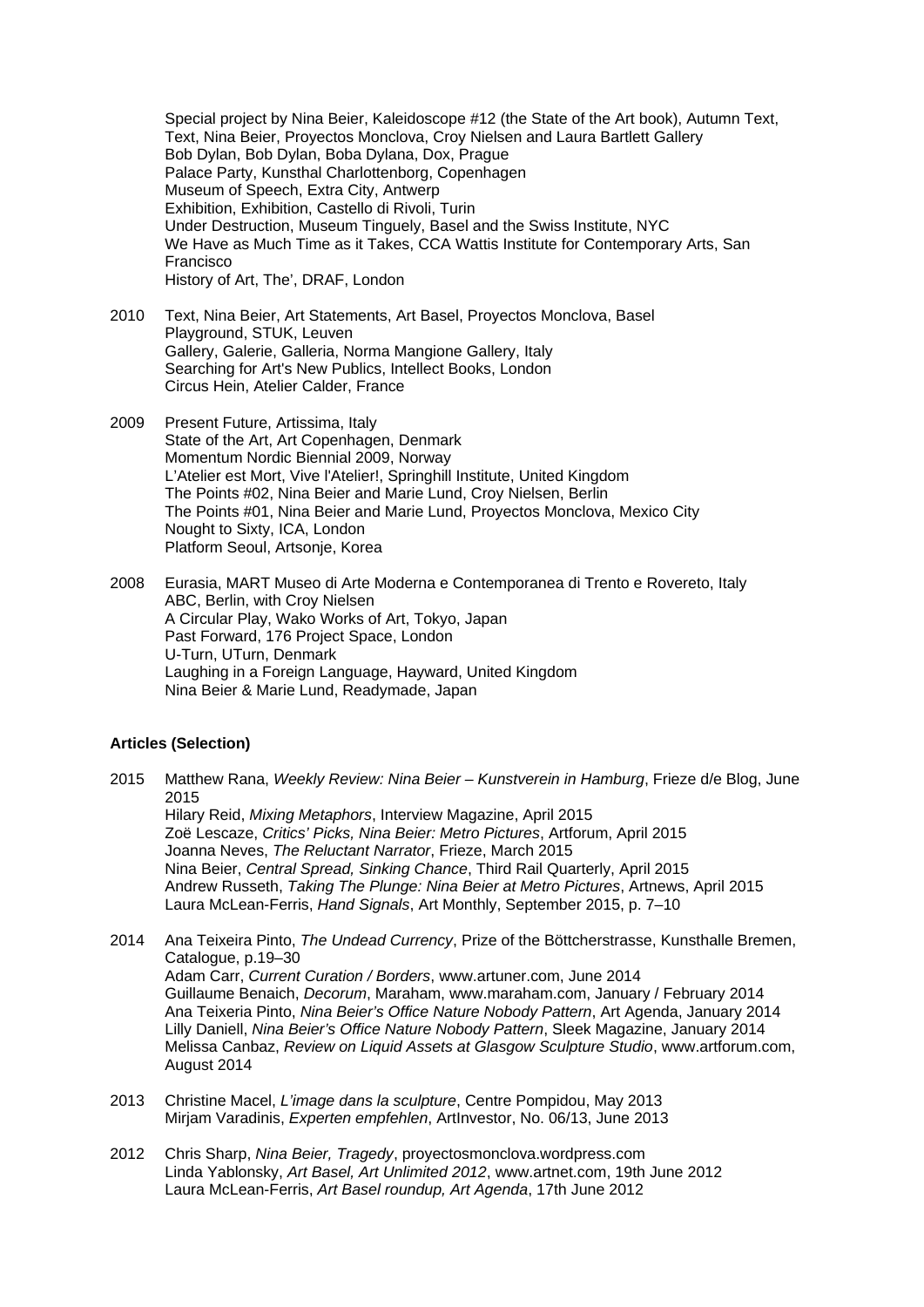Special project by Nina Beier, Kaleidoscope #12 (the State of the Art book), Autumn Text, Text, Nina Beier, Proyectos Monclova, Croy Nielsen and Laura Bartlett Gallery
Bob Dylan, Bob Dylan, Boba Dylana, Dox, Prague
Palace Party, Kunsthal Charlottenborg, Copenhagen
Museum of Speech, Extra City, Antwerp
Exhibition, Exhibition, Castello di Rivoli, Turin
Under Destruction, Museum Tinguely, Basel and the Swiss Institute, NYC
We Have as Much Time as it Takes, CCA Wattis Institute for Contemporary Arts, San Francisco
History of Art, The', DRAF, London

2010 Text, Nina Beier, Art Statements, Art Basel, Proyectos Monclova, Basel
Playground, STUK, Leuven
Gallery, Galerie, Galleria, Norma Mangione Gallery, Italy
Searching for Art's New Publics, Intellect Books, London
Circus Hein, Atelier Calder, France

2009 Present Future, Artissima, Italy
State of the Art, Art Copenhagen, Denmark
Momentum Nordic Biennial 2009, Norway
L'Atelier est Mort, Vive l'Atelier!, Springhill Institute, United Kingdom
The Points #02, Nina Beier and Marie Lund, Croy Nielsen, Berlin
The Points #01, Nina Beier and Marie Lund, Proyectos Monclova, Mexico City
Nought to Sixty, ICA, London
Platform Seoul, Artsonje, Korea

2008 Eurasia, MART Museo di Arte Moderna e Contemporanea di Trento e Rovereto, Italy
ABC, Berlin, with Croy Nielsen
A Circular Play, Wako Works of Art, Tokyo, Japan
Past Forward, 176 Project Space, London
U-Turn, UTurn, Denmark
Laughing in a Foreign Language, Hayward, United Kingdom
Nina Beier & Marie Lund, Readymade, Japan

### Articles (Selection)

2015 Matthew Rana, *Weekly Review: Nina Beier – Kunstverein in Hamburg*, Frieze d/e Blog, June 2015
Hilary Reid, *Mixing Metaphors*, Interview Magazine, April 2015
Zoë Lescaze, *Critics' Picks, Nina Beier: Metro Pictures*, Artforum, April 2015
Joanna Neves, *The Reluctant Narrator*, Frieze, March 2015
Nina Beier, *Central Spread, Sinking Chance*, Third Rail Quarterly, April 2015
Andrew Russeth, *Taking The Plunge: Nina Beier at Metro Pictures*, Artnews, April 2015
Laura McLean-Ferris, *Hand Signals*, Art Monthly, September 2015, p. 7–10

2014 Ana Teixeira Pinto, *The Undead Currency*, Prize of the Böttcherstrasse, Kunsthalle Bremen, Catalogue, p.19–30
Adam Carr, *Current Curation / Borders*, www.artuner.com, June 2014
Guillaume Benaich, *Decorum*, Maraham, www.maraham.com, January / February 2014
Ana Teixeria Pinto, *Nina Beier's Office Nature Nobody Pattern*, Art Agenda, January 2014
Lilly Daniell, *Nina Beier's Office Nature Nobody Pattern*, Sleek Magazine, January 2014
Melissa Canbaz, *Review on Liquid Assets at Glasgow Sculpture Studio*, www.artforum.com, August 2014

2013 Christine Macel, *L'image dans la sculpture*, Centre Pompidou, May 2013
Mirjam Varadinis, *Experten empfehlen*, ArtInvestor, No. 06/13, June 2013

2012 Chris Sharp, *Nina Beier, Tragedy*, proyectosmonclova.wordpress.com
Linda Yablonsky, *Art Basel, Art Unlimited 2012*, www.artnet.com, 19th June 2012
Laura McLean-Ferris, *Art Basel roundup, Art Agenda*, 17th June 2012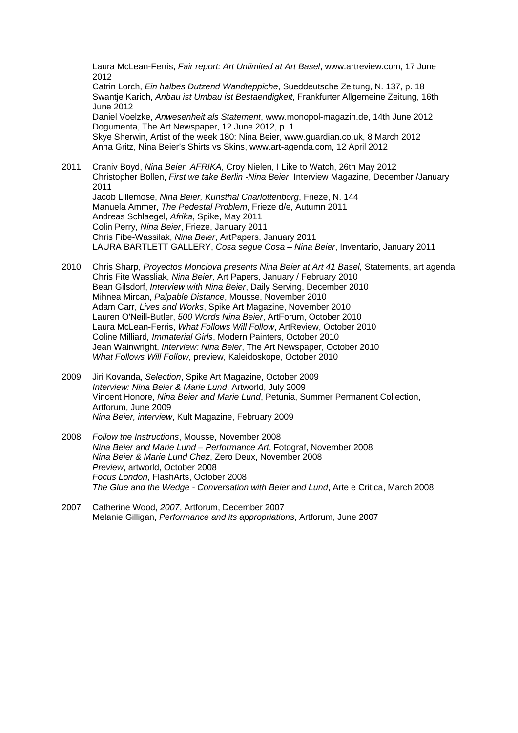Laura McLean-Ferris, *Fair report: Art Unlimited at Art Basel*, www.artreview.com, 17 June 2012
Catrin Lorch, *Ein halbes Dutzend Wandteppiche*, Sueddeutsche Zeitung, N. 137, p. 18
Swantje Karich, *Anbau ist Umbau ist Bestaendigkeit*, Frankfurter Allgemeine Zeitung, 16th June 2012
Daniel Voelzke, *Anwesenheit als Statement*, www.monopol-magazin.de, 14th June 2012
Dogumenta, The Art Newspaper, 12 June 2012, p. 1.
Skye Sherwin, Artist of the week 180: Nina Beier, www.guardian.co.uk, 8 March 2012
Anna Gritz, Nina Beier's Shirts vs Skins, www.art-agenda.com, 12 April 2012

2011 Craniv Boyd, *Nina Beier, AFRIKA*, Croy Nielen, I Like to Watch, 26th May 2012
Christopher Bollen, *First we take Berlin -Nina Beier*, Interview Magazine, December /January 2011
Jacob Lillemose, *Nina Beier, Kunsthal Charlottenborg*, Frieze, N. 144
Manuela Ammer, *The Pedestal Problem*, Frieze d/e, Autumn 2011
Andreas Schlaegel, *Afrika*, Spike, May 2011
Colin Perry, *Nina Beier*, Frieze, January 2011
Chris Fibe-Wassilak, *Nina Beier*, ArtPapers, January 2011
LAURA BARTLETT GALLERY, *Cosa segue Cosa – Nina Beier*, Inventario, January 2011

2010 Chris Sharp, *Proyectos Monclova presents Nina Beier at Art 41 Basel,* Statements, art agenda
Chris Fite Wassliak, *Nina Beier*, Art Papers, January / February 2010
Bean Gilsdorf, *Interview with Nina Beier*, Daily Serving, December 2010
Mihnea Mircan, *Palpable Distance*, Mousse, November 2010
Adam Carr, *Lives and Works*, Spike Art Magazine, November 2010
Lauren O'Neill-Butler, *500 Words Nina Beier*, ArtForum, October 2010
Laura McLean-Ferris, *What Follows Will Follow*, ArtReview, October 2010
Coline Milliard*, Immaterial Girls*, Modern Painters, October 2010
Jean Wainwright, *Interview: Nina Beier*, The Art Newspaper, October 2010
*What Follows Will Follow*, preview, Kaleidoskope, October 2010

2009 Jiri Kovanda, *Selection*, Spike Art Magazine, October 2009
*Interview: Nina Beier & Marie Lund*, Artworld, July 2009
Vincent Honore, *Nina Beier and Marie Lund*, Petunia, Summer Permanent Collection, Artforum, June 2009
*Nina Beier, interview*, Kult Magazine, February 2009

2008 *Follow the Instructions*, Mousse, November 2008
*Nina Beier and Marie Lund – Performance Art*, Fotograf, November 2008
*Nina Beier & Marie Lund Chez*, Zero Deux, November 2008
*Preview*, artworld, October 2008
*Focus London*, FlashArts, October 2008
*The Glue and the Wedge - Conversation with Beier and Lund*, Arte e Critica, March 2008

2007 Catherine Wood, *2007*, Artforum, December 2007
Melanie Gilligan, *Performance and its appropriations*, Artforum, June 2007